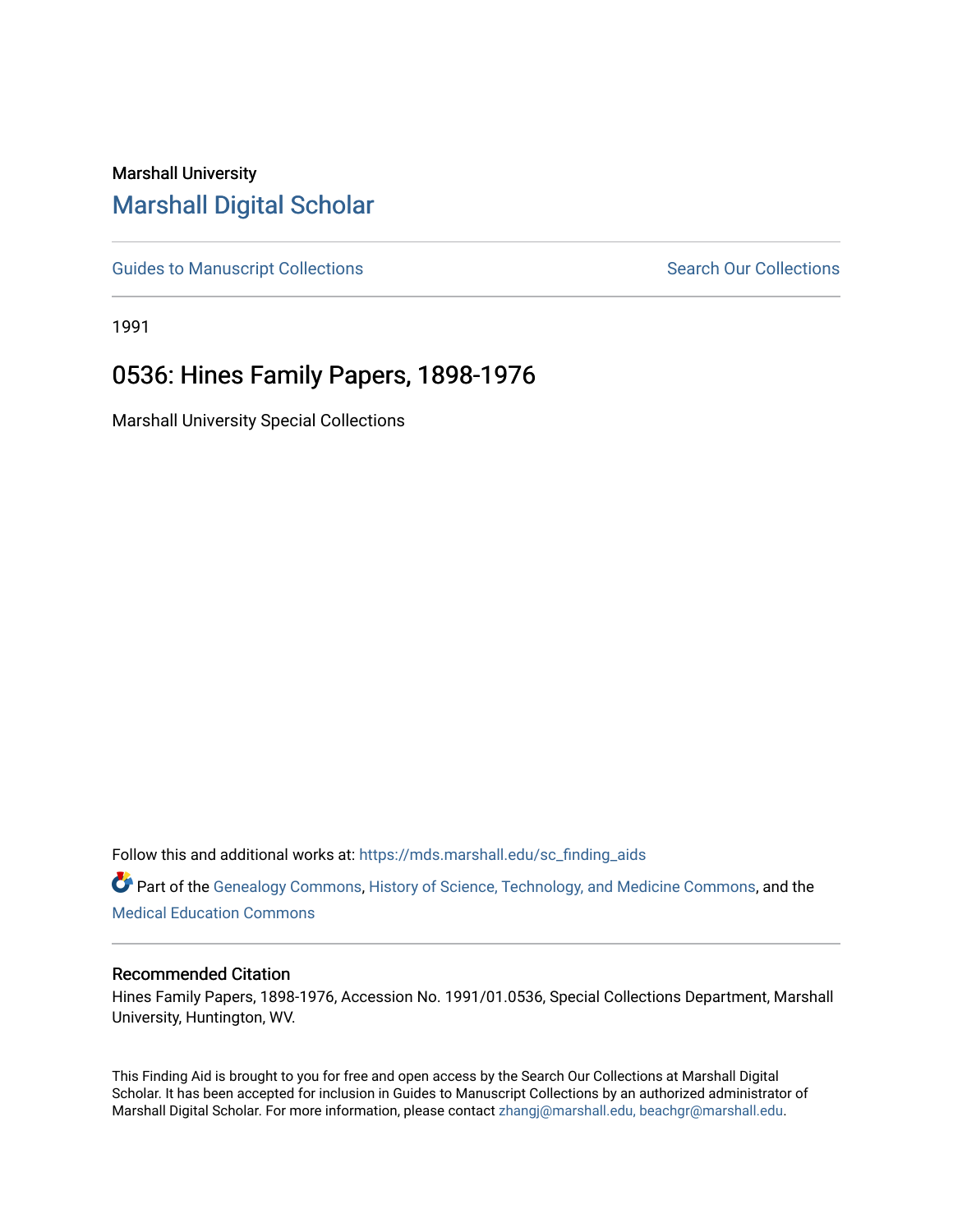Marshall University

# Marshall Digital Scholar

Guides to Manuscript Collections

Search Our Collections

1991

## 0536: Hines Family Papers, 1898-1976

Marshall University Special Collections

Follow this and additional works at: https://mds.marshall.edu/sc_finding_aids

Part of the Genealogy Commons, History of Science, Technology, and Medicine Commons, and the Medical Education Commons

### Recommended Citation

Hines Family Papers, 1898-1976, Accession No. 1991/01.0536, Special Collections Department, Marshall University, Huntington, WV.

This Finding Aid is brought to you for free and open access by the Search Our Collections at Marshall Digital Scholar. It has been accepted for inclusion in Guides to Manuscript Collections by an authorized administrator of Marshall Digital Scholar. For more information, please contact zhangj@marshall.edu, beachgr@marshall.edu.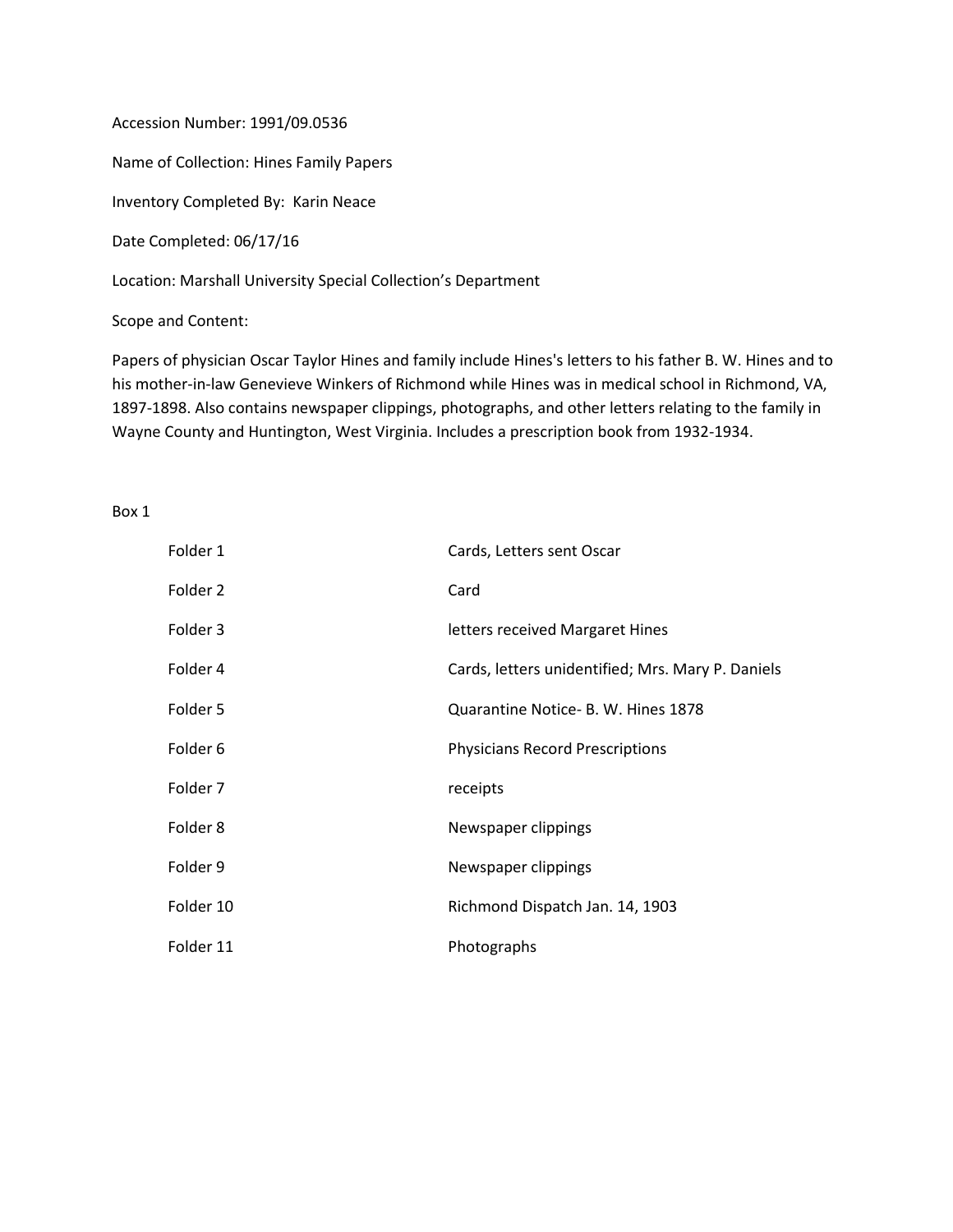Accession Number: 1991/09.0536

Name of Collection: Hines Family Papers

Inventory Completed By: Karin Neace

Date Completed: 06/17/16

Location: Marshall University Special Collection's Department

Scope and Content:

Papers of physician Oscar Taylor Hines and family include Hines's letters to his father B. W. Hines and to his mother-in-law Genevieve Winkers of Richmond while Hines was in medical school in Richmond, VA, 1897-1898. Also contains newspaper clippings, photographs, and other letters relating to the family in Wayne County and Huntington, West Virginia. Includes a prescription book from 1932-1934.

Box 1

| | |
|---|---|
| Folder 1 | Cards, Letters sent Oscar |
| Folder 2 | Card |
| Folder 3 | letters received Margaret Hines |
| Folder 4 | Cards, letters unidentified; Mrs. Mary P. Daniels |
| Folder 5 | Quarantine Notice- B. W. Hines 1878 |
| Folder 6 | Physicians Record Prescriptions |
| Folder 7 | receipts |
| Folder 8 | Newspaper clippings |
| Folder 9 | Newspaper clippings |
| Folder 10 | Richmond Dispatch Jan. 14, 1903 |
| Folder 11 | Photographs |